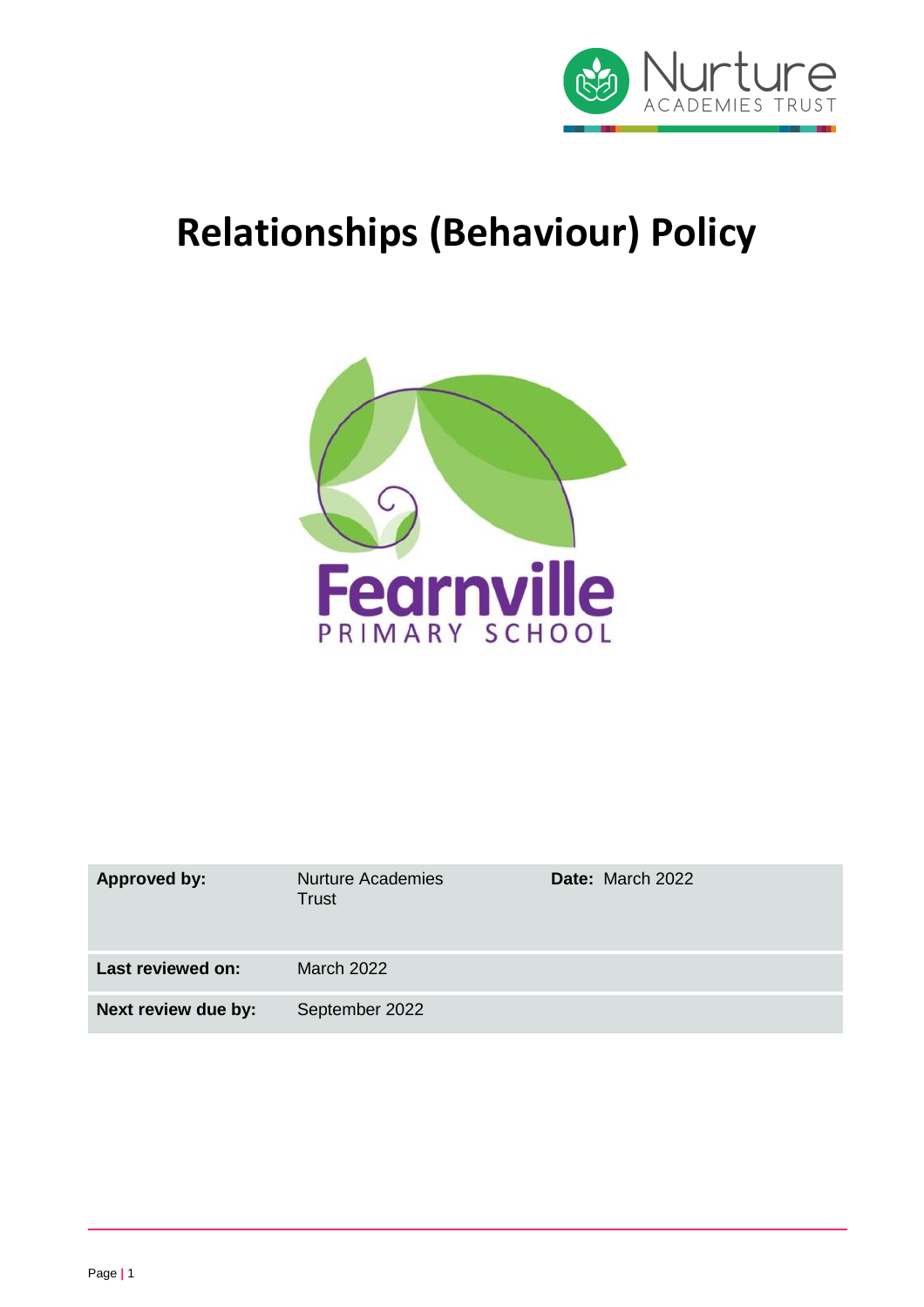# Relationships (Behaviour) Policy

| **Approved by:** | Nurture Academies Trust | **Date:** March 2022 |
|---|---|---|
| **Last reviewed on:** | March 2022 | |
| **Next review due by:** | September 2022 | |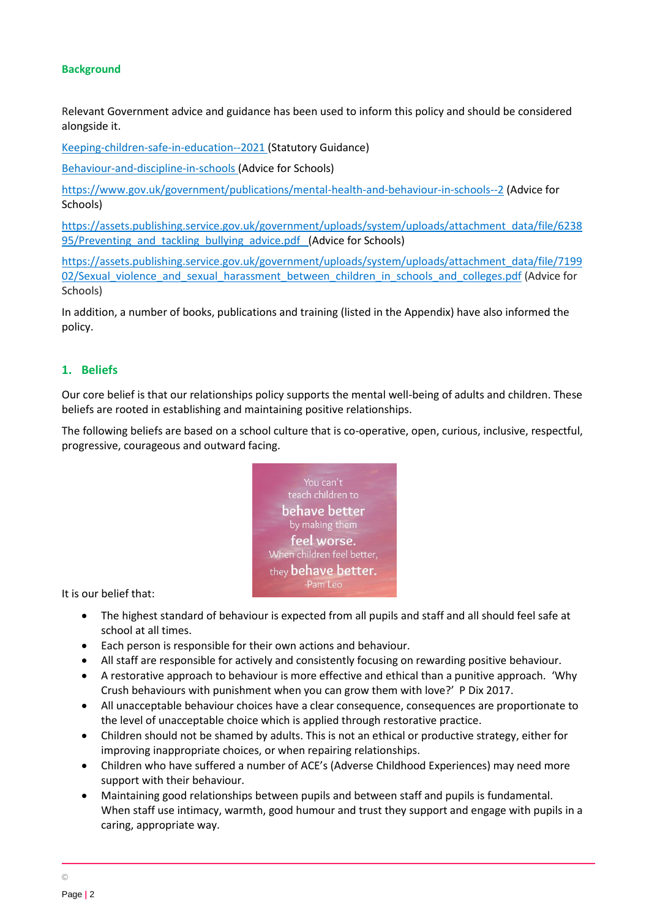**Background**

Relevant Government advice and guidance has been used to inform this policy and should be considered alongside it.

[Keeping-children-safe-in-education--2021](Keeping-children-safe-in-education--2021) (Statutory Guidance)

[Behaviour-and-discipline-in-schools](Behaviour-and-discipline-in-schools) (Advice for Schools)

https://www.gov.uk/government/publications/mental-health-and-behaviour-in-schools--2 (Advice for Schools)

https://assets.publishing.service.gov.uk/government/uploads/system/uploads/attachment_data/file/623895/Preventing_and_tackling_bullying_advice.pdf (Advice for Schools)

https://assets.publishing.service.gov.uk/government/uploads/system/uploads/attachment_data/file/719902/Sexual_violence_and_sexual_harassment_between_children_in_schools_and_colleges.pdf (Advice for Schools)

In addition, a number of books, publications and training (listed in the Appendix) have also informed the policy.

## 1. Beliefs

Our core belief is that our relationships policy supports the mental well-being of adults and children. These beliefs are rooted in establishing and maintaining positive relationships.

The following beliefs are based on a school culture that is co-operative, open, curious, inclusive, respectful, progressive, courageous and outward facing.

You can't teach children to behave better by making them feel worse. When children feel better, they behave better. -Pam Leo

It is our belief that:

- The highest standard of behaviour is expected from all pupils and staff and all should feel safe at school at all times.
- Each person is responsible for their own actions and behaviour.
- All staff are responsible for actively and consistently focusing on rewarding positive behaviour.
- A restorative approach to behaviour is more effective and ethical than a punitive approach. 'Why Crush behaviours with punishment when you can grow them with love?' P Dix 2017.
- All unacceptable behaviour choices have a clear consequence, consequences are proportionate to the level of unacceptable choice which is applied through restorative practice.
- Children should not be shamed by adults. This is not an ethical or productive strategy, either for improving inappropriate choices, or when repairing relationships.
- Children who have suffered a number of ACE's (Adverse Childhood Experiences) may need more support with their behaviour.
- Maintaining good relationships between pupils and between staff and pupils is fundamental. When staff use intimacy, warmth, good humour and trust they support and engage with pupils in a caring, appropriate way.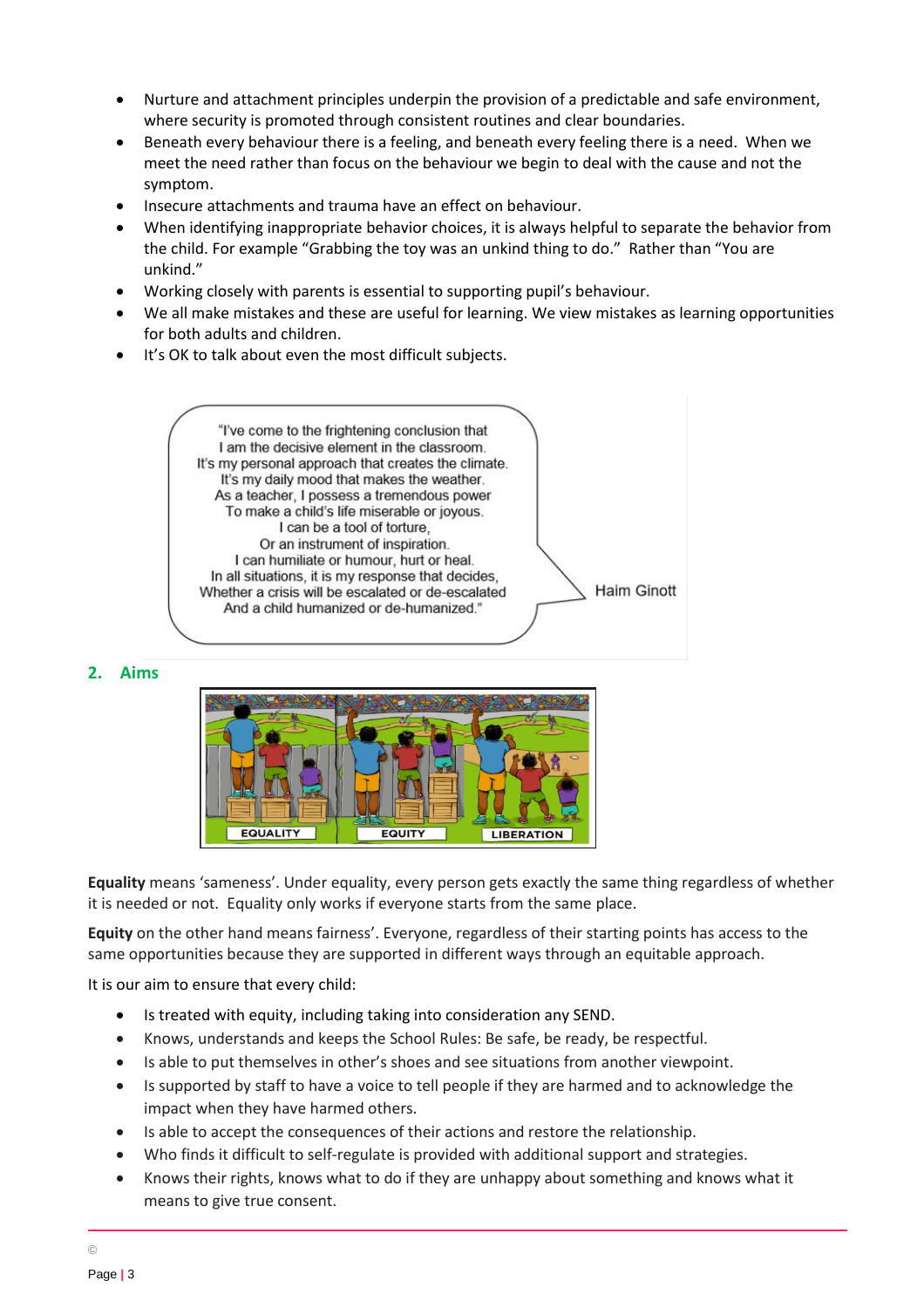- Nurture and attachment principles underpin the provision of a predictable and safe environment, where security is promoted through consistent routines and clear boundaries.
- Beneath every behaviour there is a feeling, and beneath every feeling there is a need. When we meet the need rather than focus on the behaviour we begin to deal with the cause and not the symptom.
- Insecure attachments and trauma have an effect on behaviour.
- When identifying inappropriate behavior choices, it is always helpful to separate the behavior from the child. For example "Grabbing the toy was an unkind thing to do." Rather than "You are unkind."
- Working closely with parents is essential to supporting pupil's behaviour.
- We all make mistakes and these are useful for learning. We view mistakes as learning opportunities for both adults and children.
- It's OK to talk about even the most difficult subjects.

> "I've come to the frightening conclusion that
> I am the decisive element in the classroom.
> It's my personal approach that creates the climate.
> It's my daily mood that makes the weather.
> As a teacher, I possess a tremendous power
> To make a child's life miserable or joyous.
> I can be a tool of torture,
> Or an instrument of inspiration.
> I can humiliate or humour, hurt or heal.
> In all situations, it is my response that decides,
> Whether a crisis will be escalated or de-escalated
> And a child humanized or de-humanized."
>
> Haim Ginott

## 2. Aims

EQUALITY | EQUITY | LIBERATION

**Equality** means 'sameness'. Under equality, every person gets exactly the same thing regardless of whether it is needed or not. Equality only works if everyone starts from the same place.

**Equity** on the other hand means fairness'. Everyone, regardless of their starting points has access to the same opportunities because they are supported in different ways through an equitable approach.

It is our aim to ensure that every child:

- Is treated with equity, including taking into consideration any SEND.
- Knows, understands and keeps the School Rules: Be safe, be ready, be respectful.
- Is able to put themselves in other's shoes and see situations from another viewpoint.
- Is supported by staff to have a voice to tell people if they are harmed and to acknowledge the impact when they have harmed others.
- Is able to accept the consequences of their actions and restore the relationship.
- Who finds it difficult to self-regulate is provided with additional support and strategies.
- Knows their rights, knows what to do if they are unhappy about something and knows what it means to give true consent.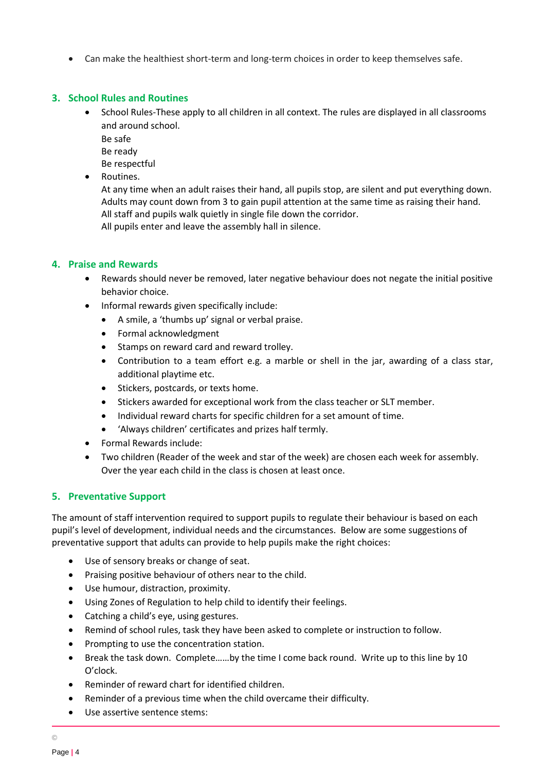- Can make the healthiest short-term and long-term choices in order to keep themselves safe.

## 3. School Rules and Routines

- School Rules-These apply to all children in all context. The rules are displayed in all classrooms and around school.
  Be safe
  Be ready
  Be respectful
- Routines.
  At any time when an adult raises their hand, all pupils stop, are silent and put everything down.
  Adults may count down from 3 to gain pupil attention at the same time as raising their hand.
  All staff and pupils walk quietly in single file down the corridor.
  All pupils enter and leave the assembly hall in silence.

## 4. Praise and Rewards

- Rewards should never be removed, later negative behaviour does not negate the initial positive behavior choice.
- Informal rewards given specifically include:
  - A smile, a 'thumbs up' signal or verbal praise.
  - Formal acknowledgment
  - Stamps on reward card and reward trolley.
  - Contribution to a team effort e.g. a marble or shell in the jar, awarding of a class star, additional playtime etc.
  - Stickers, postcards, or texts home.
  - Stickers awarded for exceptional work from the class teacher or SLT member.
  - Individual reward charts for specific children for a set amount of time.
  - 'Always children' certificates and prizes half termly.
- Formal Rewards include:
- Two children (Reader of the week and star of the week) are chosen each week for assembly. Over the year each child in the class is chosen at least once.

## 5. Preventative Support

The amount of staff intervention required to support pupils to regulate their behaviour is based on each pupil's level of development, individual needs and the circumstances. Below are some suggestions of preventative support that adults can provide to help pupils make the right choices:

- Use of sensory breaks or change of seat.
- Praising positive behaviour of others near to the child.
- Use humour, distraction, proximity.
- Using Zones of Regulation to help child to identify their feelings.
- Catching a child's eye, using gestures.
- Remind of school rules, task they have been asked to complete or instruction to follow.
- Prompting to use the concentration station.
- Break the task down. Complete……by the time I come back round. Write up to this line by 10 O'clock.
- Reminder of reward chart for identified children.
- Reminder of a previous time when the child overcame their difficulty.
- Use assertive sentence stems: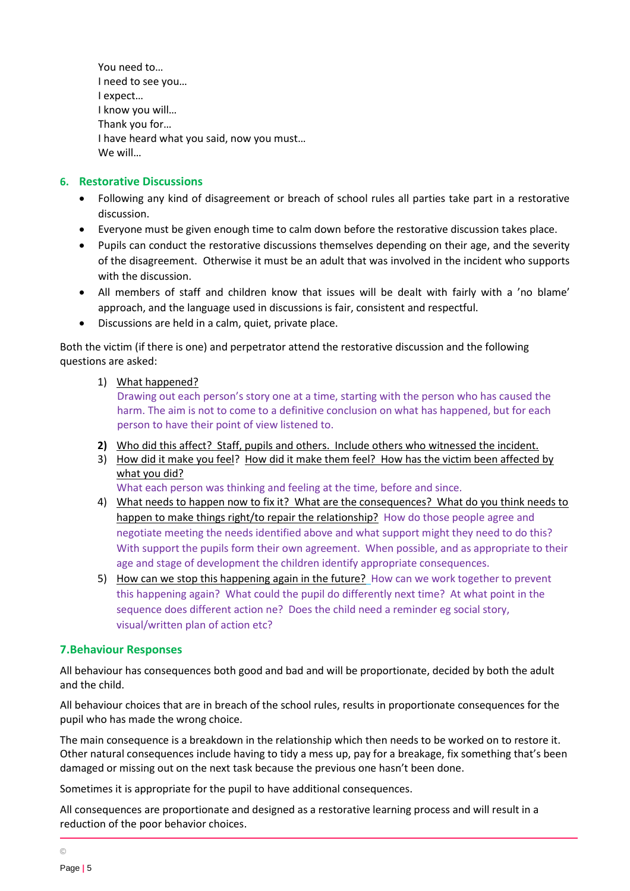You need to…
I need to see you…
I expect…
I know you will…
Thank you for…
I have heard what you said, now you must…
We will…

## 6. Restorative Discussions

- Following any kind of disagreement or breach of school rules all parties take part in a restorative discussion.
- Everyone must be given enough time to calm down before the restorative discussion takes place.
- Pupils can conduct the restorative discussions themselves depending on their age, and the severity of the disagreement. Otherwise it must be an adult that was involved in the incident who supports with the discussion.
- All members of staff and children know that issues will be dealt with fairly with a 'no blame' approach, and the language used in discussions is fair, consistent and respectful.
- Discussions are held in a calm, quiet, private place.

Both the victim (if there is one) and perpetrator attend the restorative discussion and the following questions are asked:

1) What happened?
   Drawing out each person's story one at a time, starting with the person who has caused the harm. The aim is not to come to a definitive conclusion on what has happened, but for each person to have their point of view listened to.
2) Who did this affect? Staff, pupils and others. Include others who witnessed the incident.
3) How did it make you feel? How did it make them feel? How has the victim been affected by what you did?
   What each person was thinking and feeling at the time, before and since.
4) What needs to happen now to fix it? What are the consequences? What do you think needs to happen to make things right/to repair the relationship? How do those people agree and negotiate meeting the needs identified above and what support might they need to do this? With support the pupils form their own agreement. When possible, and as appropriate to their age and stage of development the children identify appropriate consequences.
5) How can we stop this happening again in the future? How can we work together to prevent this happening again? What could the pupil do differently next time? At what point in the sequence does different action ne? Does the child need a reminder eg social story, visual/written plan of action etc?

## 7.Behaviour Responses

All behaviour has consequences both good and bad and will be proportionate, decided by both the adult and the child.

All behaviour choices that are in breach of the school rules, results in proportionate consequences for the pupil who has made the wrong choice.

The main consequence is a breakdown in the relationship which then needs to be worked on to restore it. Other natural consequences include having to tidy a mess up, pay for a breakage, fix something that's been damaged or missing out on the next task because the previous one hasn't been done.

Sometimes it is appropriate for the pupil to have additional consequences.

All consequences are proportionate and designed as a restorative learning process and will result in a reduction of the poor behavior choices.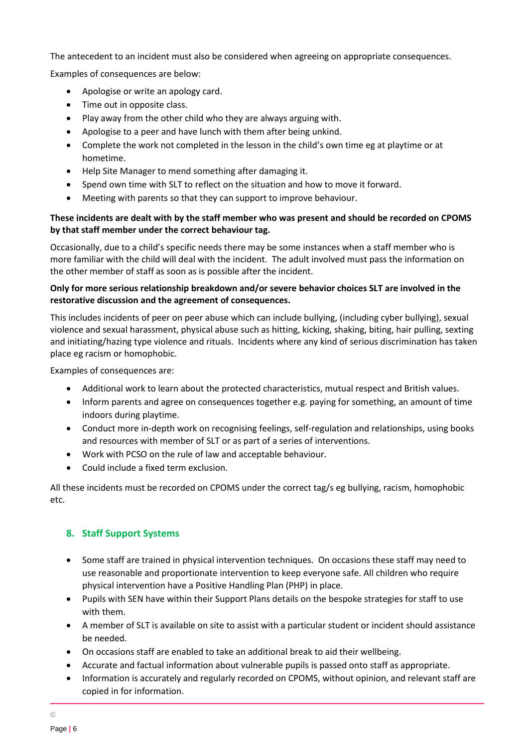The antecedent to an incident must also be considered when agreeing on appropriate consequences.

Examples of consequences are below:

- Apologise or write an apology card.
- Time out in opposite class.
- Play away from the other child who they are always arguing with.
- Apologise to a peer and have lunch with them after being unkind.
- Complete the work not completed in the lesson in the child's own time eg at playtime or at hometime.
- Help Site Manager to mend something after damaging it.
- Spend own time with SLT to reflect on the situation and how to move it forward.
- Meeting with parents so that they can support to improve behaviour.

**These incidents are dealt with by the staff member who was present and should be recorded on CPOMS by that staff member under the correct behaviour tag.**

Occasionally, due to a child's specific needs there may be some instances when a staff member who is more familiar with the child will deal with the incident. The adult involved must pass the information on the other member of staff as soon as is possible after the incident.

**Only for more serious relationship breakdown and/or severe behavior choices SLT are involved in the restorative discussion and the agreement of consequences.**

This includes incidents of peer on peer abuse which can include bullying, (including cyber bullying), sexual violence and sexual harassment, physical abuse such as hitting, kicking, shaking, biting, hair pulling, sexting and initiating/hazing type violence and rituals. Incidents where any kind of serious discrimination has taken place eg racism or homophobic.

Examples of consequences are:

- Additional work to learn about the protected characteristics, mutual respect and British values.
- Inform parents and agree on consequences together e.g. paying for something, an amount of time indoors during playtime.
- Conduct more in-depth work on recognising feelings, self-regulation and relationships, using books and resources with member of SLT or as part of a series of interventions.
- Work with PCSO on the rule of law and acceptable behaviour.
- Could include a fixed term exclusion.

All these incidents must be recorded on CPOMS under the correct tag/s eg bullying, racism, homophobic etc.

## 8. Staff Support Systems

- Some staff are trained in physical intervention techniques. On occasions these staff may need to use reasonable and proportionate intervention to keep everyone safe. All children who require physical intervention have a Positive Handling Plan (PHP) in place.
- Pupils with SEN have within their Support Plans details on the bespoke strategies for staff to use with them.
- A member of SLT is available on site to assist with a particular student or incident should assistance be needed.
- On occasions staff are enabled to take an additional break to aid their wellbeing.
- Accurate and factual information about vulnerable pupils is passed onto staff as appropriate.
- Information is accurately and regularly recorded on CPOMS, without opinion, and relevant staff are copied in for information.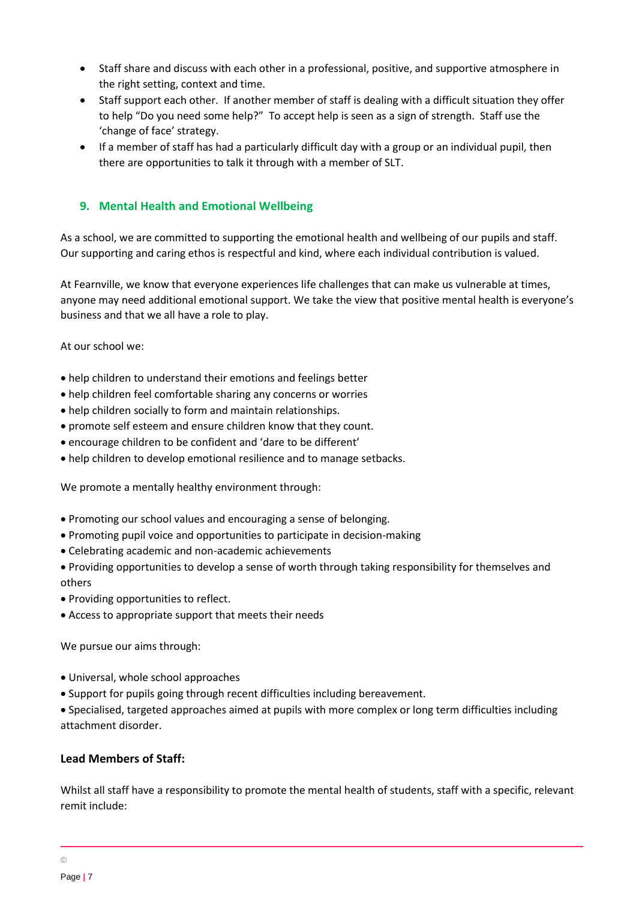- Staff share and discuss with each other in a professional, positive, and supportive atmosphere in the right setting, context and time.
- Staff support each other. If another member of staff is dealing with a difficult situation they offer to help "Do you need some help?" To accept help is seen as a sign of strength. Staff use the 'change of face' strategy.
- If a member of staff has had a particularly difficult day with a group or an individual pupil, then there are opportunities to talk it through with a member of SLT.

## 9. Mental Health and Emotional Wellbeing

As a school, we are committed to supporting the emotional health and wellbeing of our pupils and staff. Our supporting and caring ethos is respectful and kind, where each individual contribution is valued.

At Fearnville, we know that everyone experiences life challenges that can make us vulnerable at times, anyone may need additional emotional support. We take the view that positive mental health is everyone's business and that we all have a role to play.

At our school we:

- help children to understand their emotions and feelings better
- help children feel comfortable sharing any concerns or worries
- help children socially to form and maintain relationships.
- promote self esteem and ensure children know that they count.
- encourage children to be confident and 'dare to be different'
- help children to develop emotional resilience and to manage setbacks.

We promote a mentally healthy environment through:

- Promoting our school values and encouraging a sense of belonging.
- Promoting pupil voice and opportunities to participate in decision-making
- Celebrating academic and non-academic achievements
- Providing opportunities to develop a sense of worth through taking responsibility for themselves and others
- Providing opportunities to reflect.
- Access to appropriate support that meets their needs

We pursue our aims through:

- Universal, whole school approaches
- Support for pupils going through recent difficulties including bereavement.
- Specialised, targeted approaches aimed at pupils with more complex or long term difficulties including attachment disorder.

### Lead Members of Staff:

Whilst all staff have a responsibility to promote the mental health of students, staff with a specific, relevant remit include: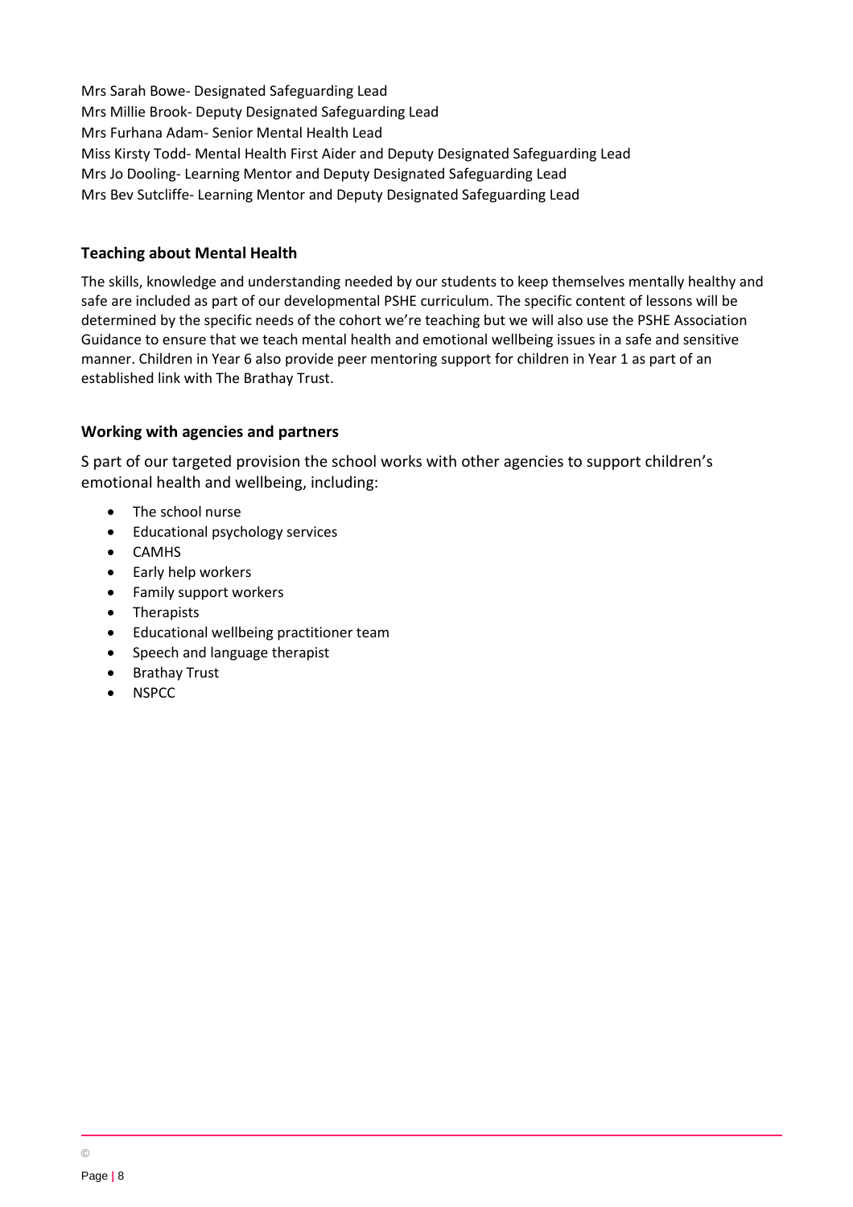Mrs Sarah Bowe- Designated Safeguarding Lead
Mrs Millie Brook- Deputy Designated Safeguarding Lead
Mrs Furhana Adam- Senior Mental Health Lead
Miss Kirsty Todd- Mental Health First Aider and Deputy Designated Safeguarding Lead
Mrs Jo Dooling- Learning Mentor and Deputy Designated Safeguarding Lead
Mrs Bev Sutcliffe- Learning Mentor and Deputy Designated Safeguarding Lead

### Teaching about Mental Health

The skills, knowledge and understanding needed by our students to keep themselves mentally healthy and safe are included as part of our developmental PSHE curriculum. The specific content of lessons will be determined by the specific needs of the cohort we're teaching but we will also use the PSHE Association Guidance to ensure that we teach mental health and emotional wellbeing issues in a safe and sensitive manner. Children in Year 6 also provide peer mentoring support for children in Year 1 as part of an established link with The Brathay Trust.

### Working with agencies and partners

S part of our targeted provision the school works with other agencies to support children's emotional health and wellbeing, including:

- The school nurse
- Educational psychology services
- CAMHS
- Early help workers
- Family support workers
- Therapists
- Educational wellbeing practitioner team
- Speech and language therapist
- Brathay Trust
- NSPCC